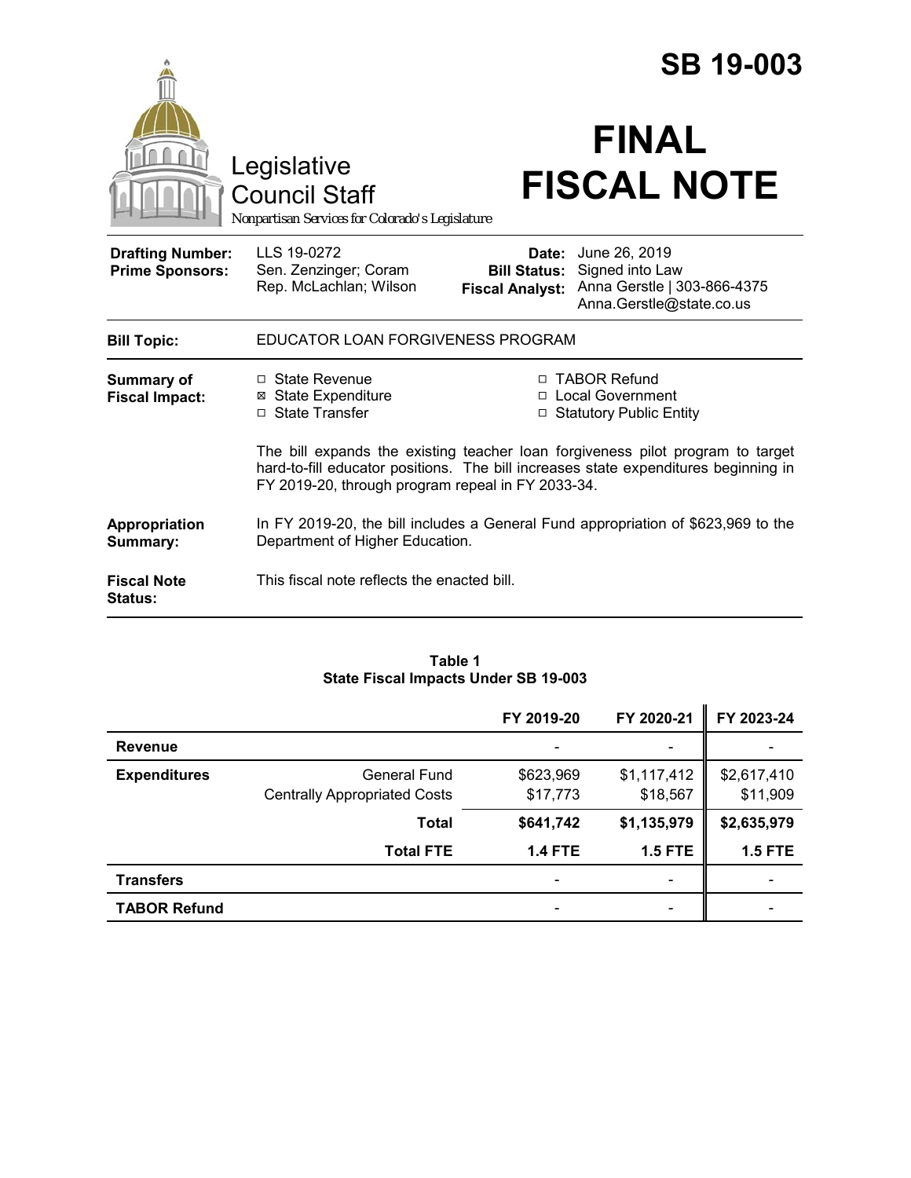# SB 19-003

Legislative Council Staff

*Nonpartisan Services for Colorado's Legislature*

# FINAL FISCAL NOTE

| | | | |
|---|---|---|---|
| **Drafting Number:** | LLS 19-0272 | **Date:** | June 26, 2019 |
| **Prime Sponsors:** | Sen. Zenzinger; Coram<br>Rep. McLachlan; Wilson | **Bill Status:** | Signed into Law |
| | | **Fiscal Analyst:** | Anna Gerstle \| 303-866-4375<br>Anna.Gerstle@state.co.us |

**Bill Topic:** EDUCATOR LOAN FORGIVENESS PROGRAM

**Summary of Fiscal Impact:**

- ☐ State Revenue
- ☒ State Expenditure
- ☐ State Transfer
- ☐ TABOR Refund
- ☐ Local Government
- ☐ Statutory Public Entity

The bill expands the existing teacher loan forgiveness pilot program to target hard-to-fill educator positions. The bill increases state expenditures beginning in FY 2019-20, through program repeal in FY 2033-34.

**Appropriation Summary:** In FY 2019-20, the bill includes a General Fund appropriation of $623,969 to the Department of Higher Education.

**Fiscal Note Status:** This fiscal note reflects the enacted bill.

**Table 1**
**State Fiscal Impacts Under SB 19-003**

| | | FY 2019-20 | FY 2020-21 | FY 2023-24 |
|---|---|---|---|---|
| **Revenue** | | - | - | - |
| **Expenditures** | General Fund | $623,969 | $1,117,412 | $2,617,410 |
| | Centrally Appropriated Costs | $17,773 | $18,567 | $11,909 |
| | **Total** | **$641,742** | **$1,135,979** | **$2,635,979** |
| | **Total FTE** | **1.4 FTE** | **1.5 FTE** | **1.5 FTE** |
| **Transfers** | | - | - | - |
| **TABOR Refund** | | - | - | - |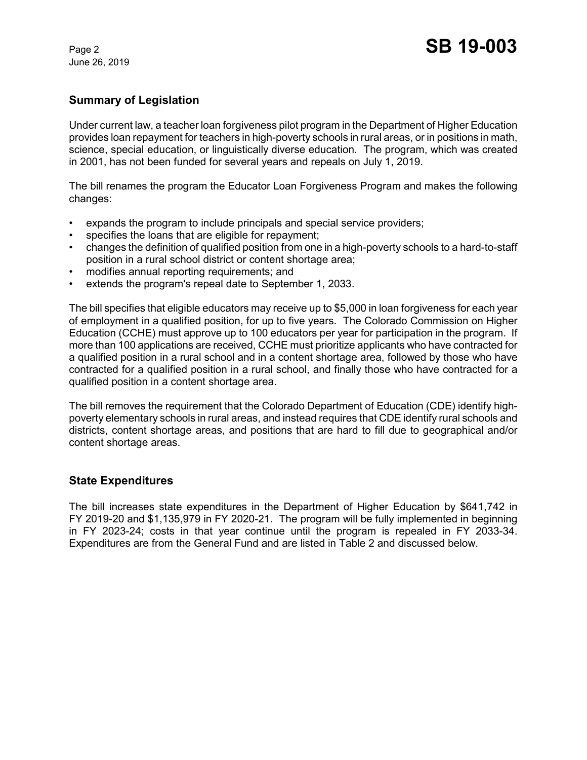## Summary of Legislation

Under current law, a teacher loan forgiveness pilot program in the Department of Higher Education provides loan repayment for teachers in high-poverty schools in rural areas, or in positions in math, science, special education, or linguistically diverse education. The program, which was created in 2001, has not been funded for several years and repeals on July 1, 2019.

The bill renames the program the Educator Loan Forgiveness Program and makes the following changes:

- expands the program to include principals and special service providers;
- specifies the loans that are eligible for repayment;
- changes the definition of qualified position from one in a high-poverty schools to a hard-to-staff position in a rural school district or content shortage area;
- modifies annual reporting requirements; and
- extends the program's repeal date to September 1, 2033.

The bill specifies that eligible educators may receive up to $5,000 in loan forgiveness for each year of employment in a qualified position, for up to five years. The Colorado Commission on Higher Education (CCHE) must approve up to 100 educators per year for participation in the program. If more than 100 applications are received, CCHE must prioritize applicants who have contracted for a qualified position in a rural school and in a content shortage area, followed by those who have contracted for a qualified position in a rural school, and finally those who have contracted for a qualified position in a content shortage area.

The bill removes the requirement that the Colorado Department of Education (CDE) identify high-poverty elementary schools in rural areas, and instead requires that CDE identify rural schools and districts, content shortage areas, and positions that are hard to fill due to geographical and/or content shortage areas.

## State Expenditures

The bill increases state expenditures in the Department of Higher Education by $641,742 in FY 2019-20 and $1,135,979 in FY 2020-21. The program will be fully implemented in beginning in FY 2023-24; costs in that year continue until the program is repealed in FY 2033-34. Expenditures are from the General Fund and are listed in Table 2 and discussed below.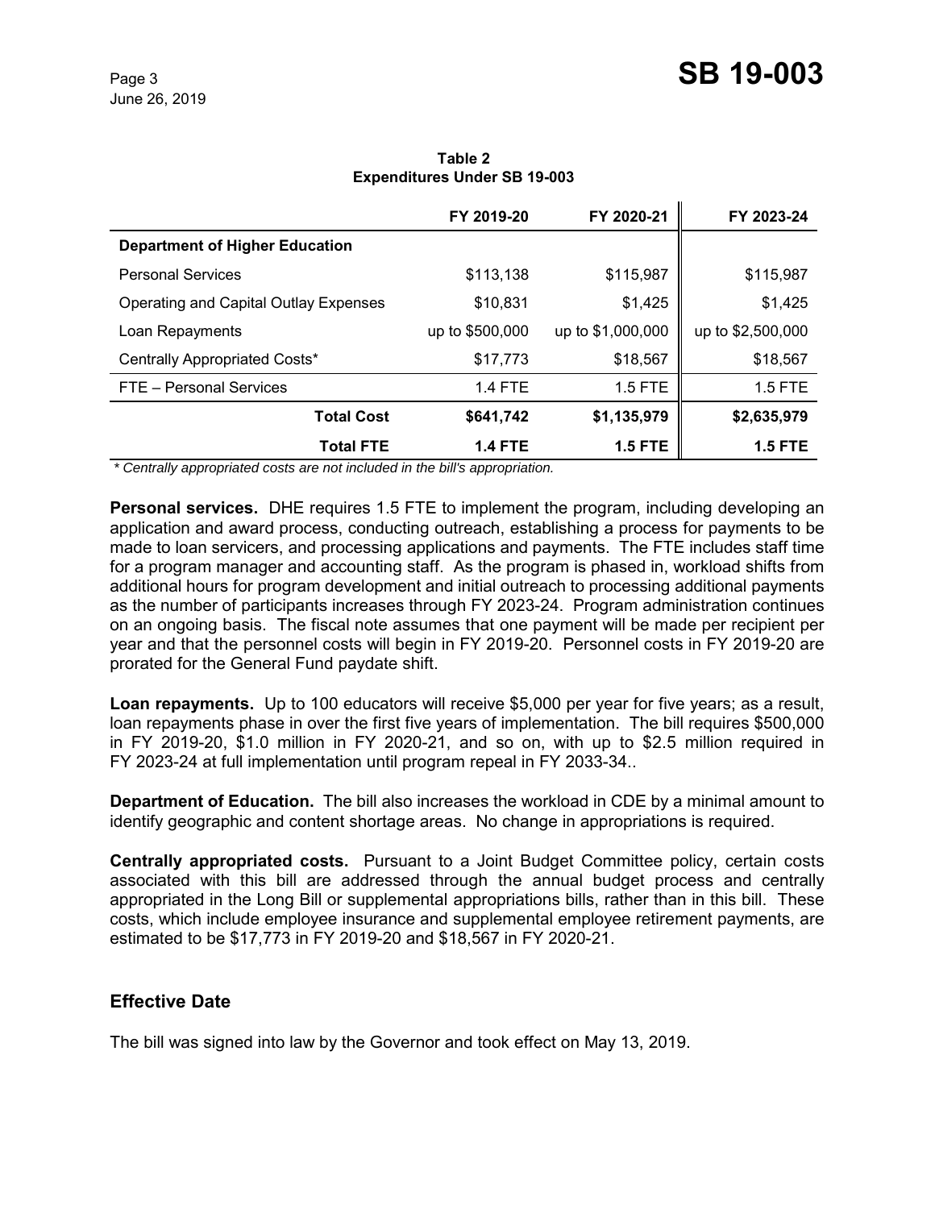**Table 2**
**Expenditures Under SB 19-003**

| | FY 2019-20 | FY 2020-21 | FY 2023-24 |
|---|---|---|---|
| **Department of Higher Education** | | | |
| Personal Services | $113,138 | $115,987 | $115,987 |
| Operating and Capital Outlay Expenses | $10,831 | $1,425 | $1,425 |
| Loan Repayments | up to $500,000 | up to $1,000,000 | up to $2,500,000 |
| Centrally Appropriated Costs* | $17,773 | $18,567 | $18,567 |
| FTE – Personal Services | 1.4 FTE | 1.5 FTE | 1.5 FTE |
| **Total Cost** | **$641,742** | **$1,135,979** | **$2,635,979** |
| **Total FTE** | **1.4 FTE** | **1.5 FTE** | **1.5 FTE** |

*\* Centrally appropriated costs are not included in the bill's appropriation.*

**Personal services.** DHE requires 1.5 FTE to implement the program, including developing an application and award process, conducting outreach, establishing a process for payments to be made to loan servicers, and processing applications and payments. The FTE includes staff time for a program manager and accounting staff. As the program is phased in, workload shifts from additional hours for program development and initial outreach to processing additional payments as the number of participants increases through FY 2023-24. Program administration continues on an ongoing basis. The fiscal note assumes that one payment will be made per recipient per year and that the personnel costs will begin in FY 2019-20. Personnel costs in FY 2019-20 are prorated for the General Fund paydate shift.

**Loan repayments.** Up to 100 educators will receive $5,000 per year for five years; as a result, loan repayments phase in over the first five years of implementation. The bill requires $500,000 in FY 2019-20, $1.0 million in FY 2020-21, and so on, with up to $2.5 million required in FY 2023-24 at full implementation until program repeal in FY 2033-34..

**Department of Education.** The bill also increases the workload in CDE by a minimal amount to identify geographic and content shortage areas. No change in appropriations is required.

**Centrally appropriated costs.** Pursuant to a Joint Budget Committee policy, certain costs associated with this bill are addressed through the annual budget process and centrally appropriated in the Long Bill or supplemental appropriations bills, rather than in this bill. These costs, which include employee insurance and supplemental employee retirement payments, are estimated to be $17,773 in FY 2019-20 and $18,567 in FY 2020-21.

## Effective Date

The bill was signed into law by the Governor and took effect on May 13, 2019.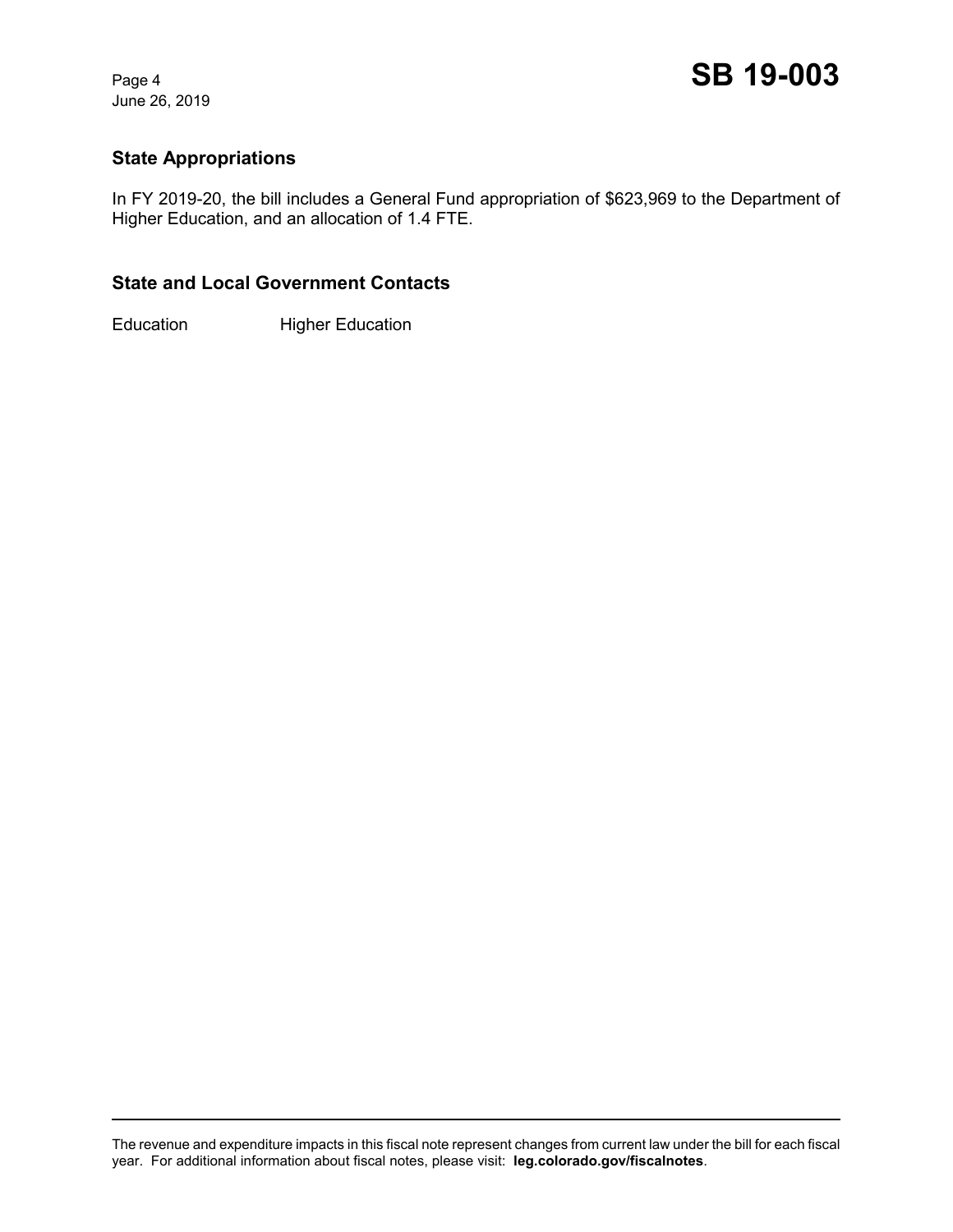## State Appropriations

In FY 2019-20, the bill includes a General Fund appropriation of $623,969 to the Department of Higher Education, and an allocation of 1.4 FTE.

## State and Local Government Contacts

| | |
|---|---|
| Education | Higher Education |

The revenue and expenditure impacts in this fiscal note represent changes from current law under the bill for each fiscal year. For additional information about fiscal notes, please visit: **leg.colorado.gov/fiscalnotes**.